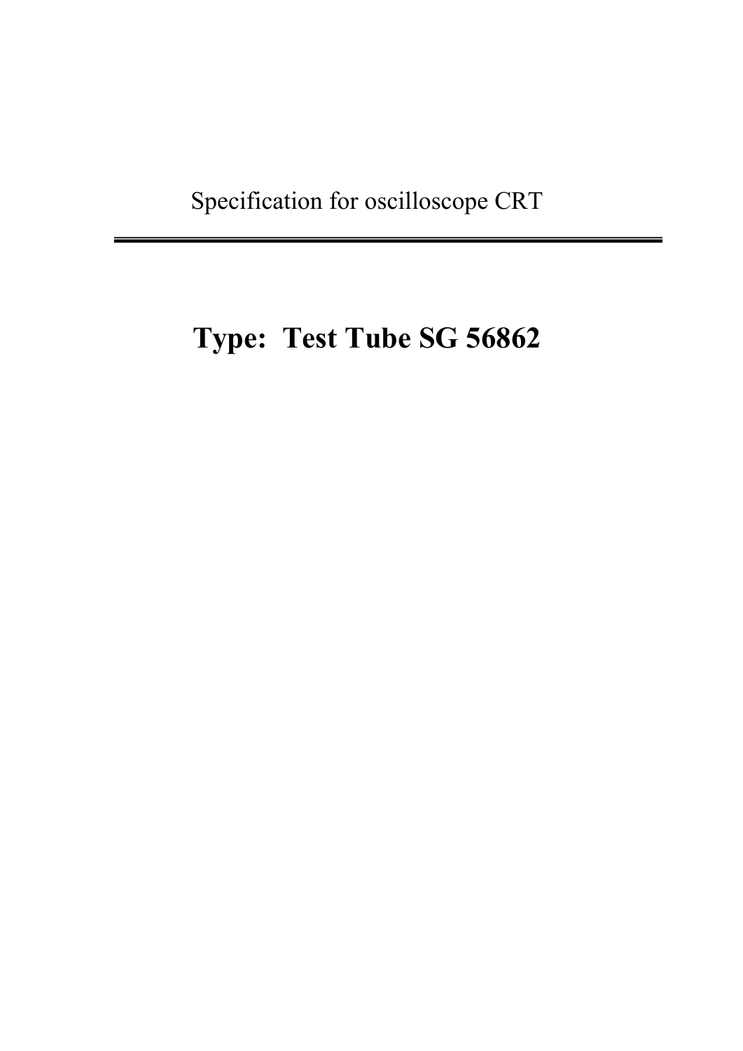Specification for oscilloscope CRT

---

# Type: Test Tube SG 56862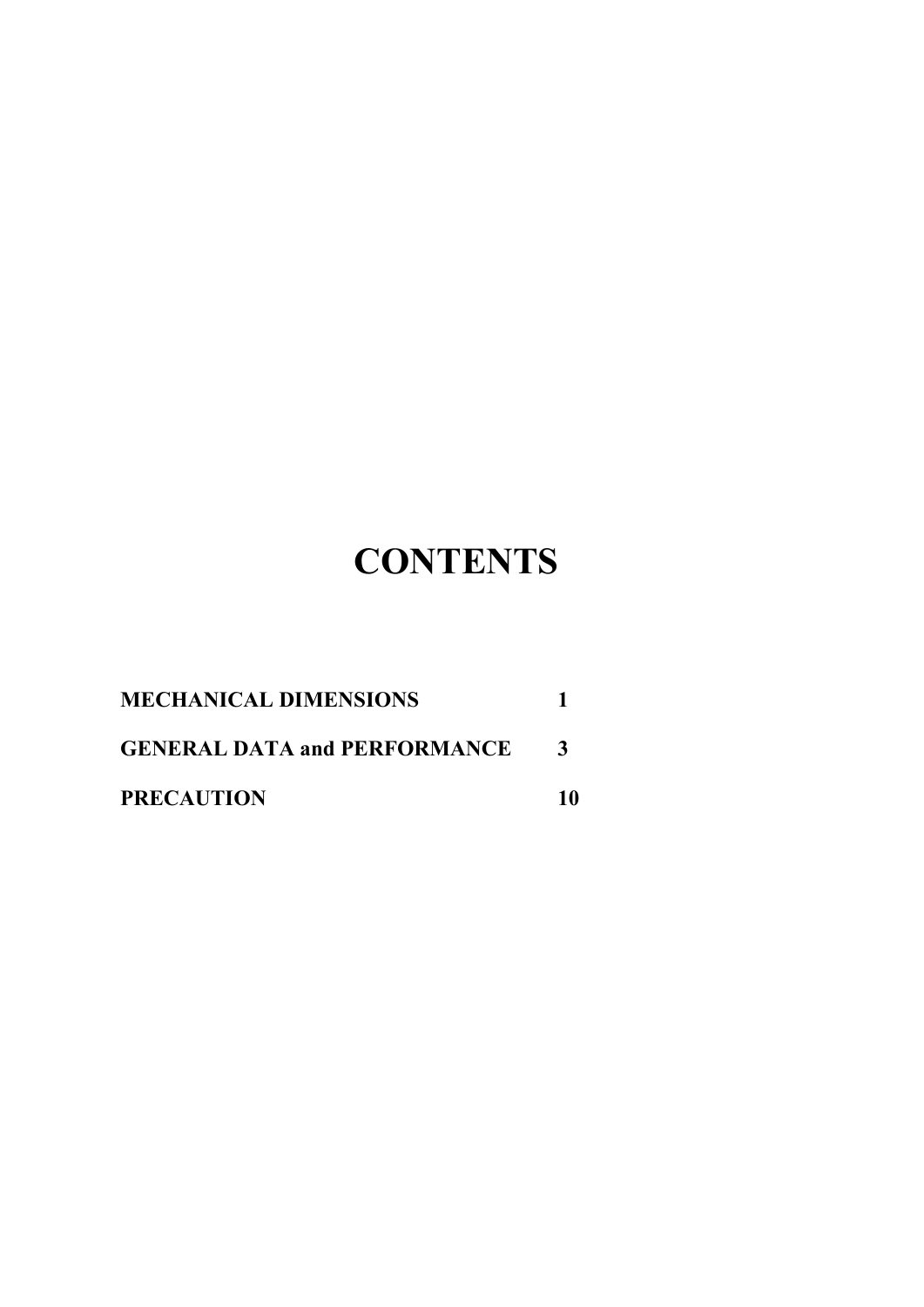# CONTENTS

| | |
|---|---|
| **MECHANICAL DIMENSIONS** | **1** |
| **GENERAL DATA and PERFORMANCE** | **3** |
| **PRECAUTION** | **10** |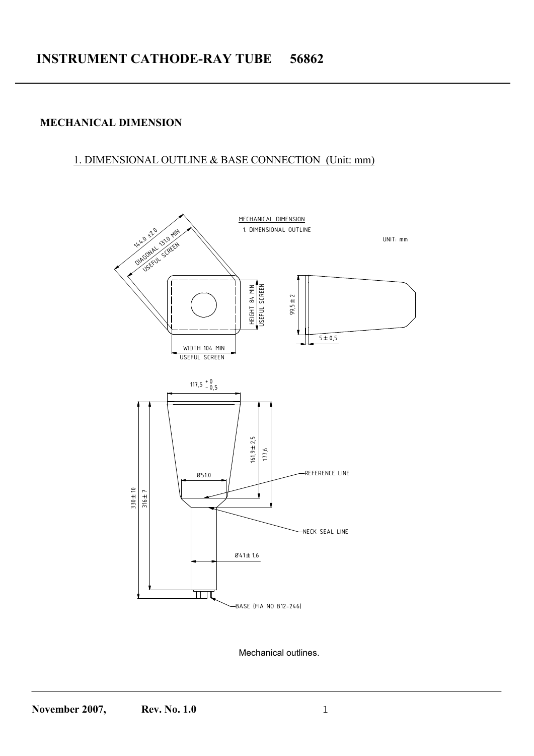# INSTRUMENT CATHODE-RAY TUBE 56862

## MECHANICAL DIMENSION

1. DIMENSIONAL OUTLINE & BASE CONNECTION (Unit: mm)

MECHANICAL DIMENSION

1. DIMENSIONAL OUTLINE

UNIT: mm

144.0 ±2.0

DIAGONAL 131.0 MIN
USEFUL SCREEN

HEIGHT 84 MIN
USEFUL SCREEN

WIDTH 104 MIN
USEFUL SCREEN

99,5 ± 2

5 ± 0,5

117,5 $^{+0}_{-0,5}$

161,9 ± 2,5

177,6

Ø51.0

REFERENCE LINE

330 ± 10

316 ± 7

NECK SEAL LINE

Ø41 ± 1,6

BASE (FIA NO B12-246)

Mechanical outlines.

November 2007, Rev. No. 1.0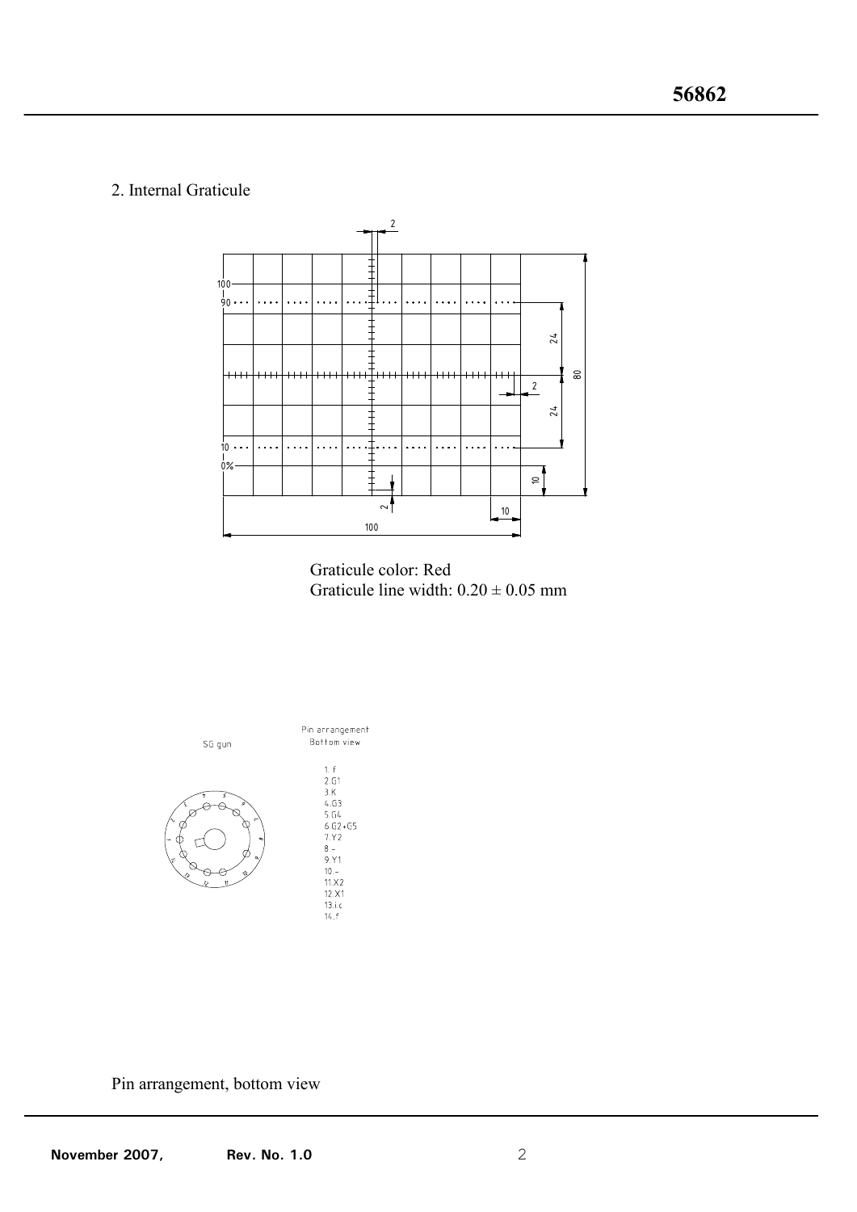## 2. Internal Graticule

Graticule color: Red
Graticule line width: 0.20 ± 0.05 mm

SG gun

Pin arrangement
Bottom view

1. f
2. G1
3. K
4. G3
5. G4
6. G2+G5
7. Y2
8. –
9. Y1
10. –
11. X2
12. X1
13. i.c
14. f

Pin arrangement, bottom view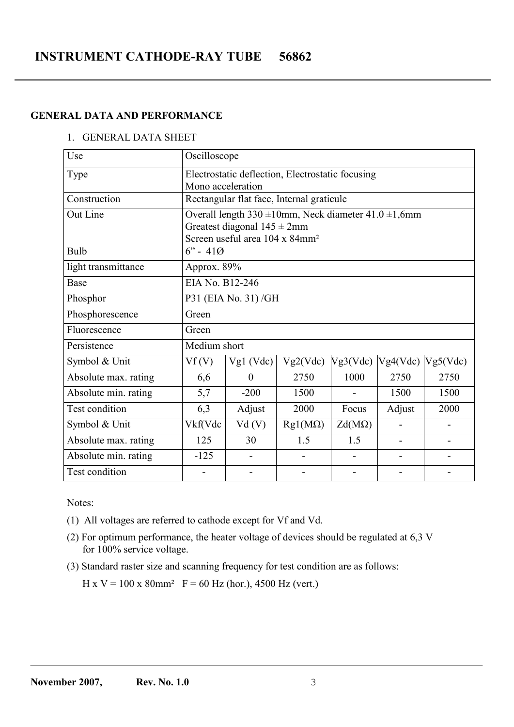# INSTRUMENT CATHODE-RAY TUBE 56862

## GENERAL DATA AND PERFORMANCE

1. GENERAL DATA SHEET

| Use | Oscilloscope | | | | | |
|---|---|---|---|---|---|---|
| Type | Electrostatic deflection, Electrostatic focusing<br>Mono acceleration | | | | | |
| Construction | Rectangular flat face, Internal graticule | | | | | |
| Out Line | Overall length 330 ±10mm, Neck diameter 41.0 ±1,6mm<br>Greatest diagonal 145 ± 2mm<br>Screen useful area 104 x 84mm² | | | | | |
| Bulb | 6” - 41Ø | | | | | |
| light transmittance | Approx. 89% | | | | | |
| Base | EIA No. B12-246 | | | | | |
| Phosphor | P31 (EIA No. 31) /GH | | | | | |
| Phosphorescence | Green | | | | | |
| Fluorescence | Green | | | | | |
| Persistence | Medium short | | | | | |
| Symbol & Unit | Vf (V) | Vg1 (Vdc) | Vg2(Vdc) | Vg3(Vdc) | Vg4(Vdc) | Vg5(Vdc) |
| Absolute max. rating | 6,6 | 0 | 2750 | 1000 | 2750 | 2750 |
| Absolute min. rating | 5,7 | -200 | 1500 | - | 1500 | 1500 |
| Test condition | 6,3 | Adjust | 2000 | Focus | Adjust | 2000 |
| Symbol & Unit | Vkf(Vdc | Vd (V) | Rg1(MΩ) | Zd(MΩ) | - | - |
| Absolute max. rating | 125 | 30 | 1.5 | 1.5 | - | - |
| Absolute min. rating | -125 | - | - | - | - | - |
| Test condition | - | - | - | - | - | - |

Notes:

(1) All voltages are referred to cathode except for Vf and Vd.

(2) For optimum performance, the heater voltage of devices should be regulated at 6,3 V for 100% service voltage.

(3) Standard raster size and scanning frequency for test condition are as follows:

H x V = 100 x 80mm² F = 60 Hz (hor.), 4500 Hz (vert.)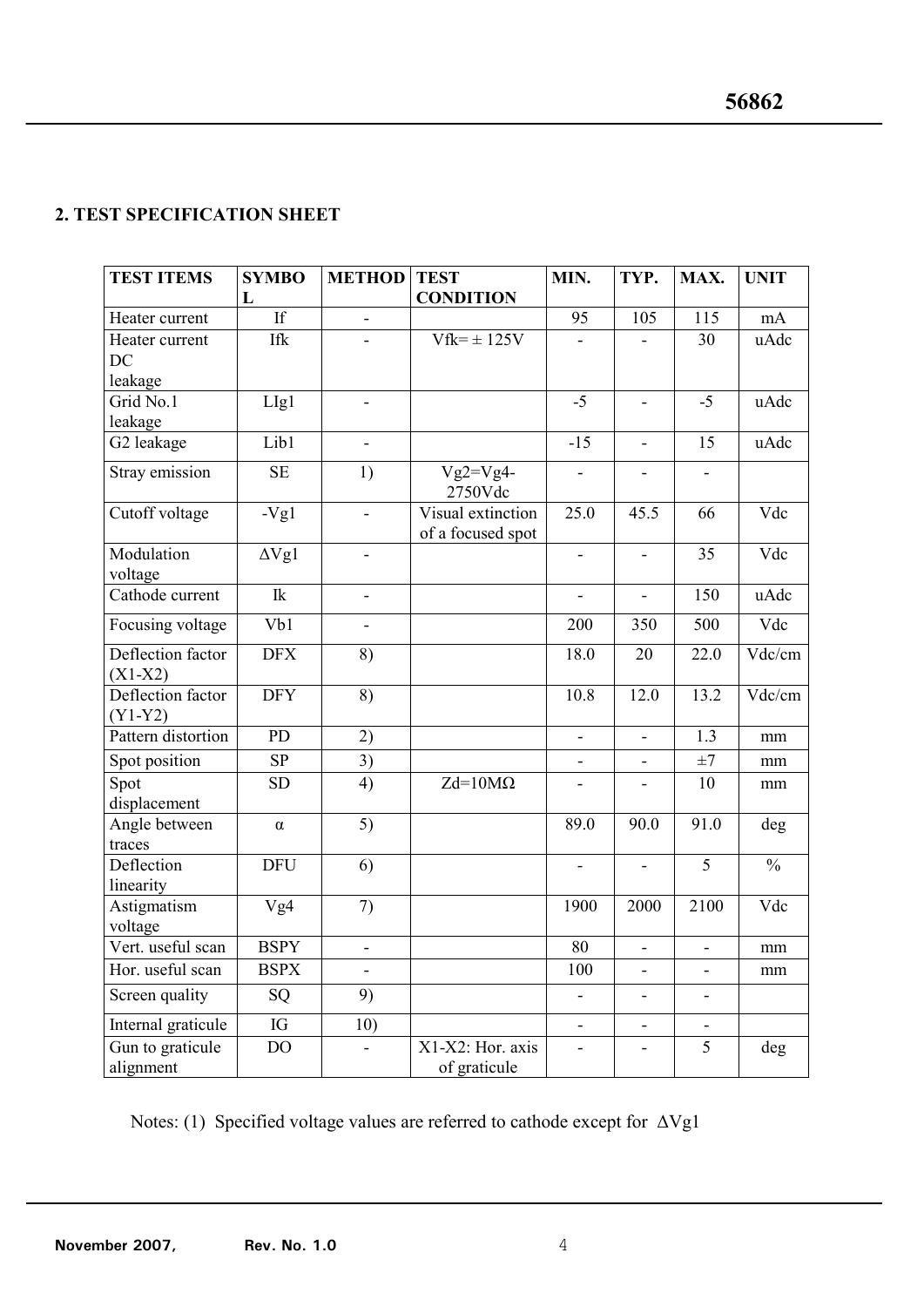## 2. TEST SPECIFICATION SHEET

| TEST ITEMS | SYMBOL | METHOD | TEST CONDITION | MIN. | TYP. | MAX. | UNIT |
|---|---|---|---|---|---|---|---|
| Heater current | If | - | | 95 | 105 | 115 | mA |
| Heater current DC leakage | Ifk | - | Vfk= ± 125V | - | - | 30 | uAdc |
| Grid No.1 leakage | LIg1 | - | | -5 | - | -5 | uAdc |
| G2 leakage | Lib1 | - | | -15 | - | 15 | uAdc |
| Stray emission | SE | 1) | Vg2=Vg4-2750Vdc | - | - | - | |
| Cutoff voltage | -Vg1 | - | Visual extinction of a focused spot | 25.0 | 45.5 | 66 | Vdc |
| Modulation voltage | ΔVg1 | - | | - | - | 35 | Vdc |
| Cathode current | Ik | - | | - | - | 150 | uAdc |
| Focusing voltage | Vb1 | - | | 200 | 350 | 500 | Vdc |
| Deflection factor (X1-X2) | DFX | 8) | | 18.0 | 20 | 22.0 | Vdc/cm |
| Deflection factor (Y1-Y2) | DFY | 8) | | 10.8 | 12.0 | 13.2 | Vdc/cm |
| Pattern distortion | PD | 2) | | - | - | 1.3 | mm |
| Spot position | SP | 3) | | - | - | ±7 | mm |
| Spot displacement | SD | 4) | Zd=10MΩ | - | - | 10 | mm |
| Angle between traces | α | 5) | | 89.0 | 90.0 | 91.0 | deg |
| Deflection linearity | DFU | 6) | | - | - | 5 | % |
| Astigmatism voltage | Vg4 | 7) | | 1900 | 2000 | 2100 | Vdc |
| Vert. useful scan | BSPY | - | | 80 | - | - | mm |
| Hor. useful scan | BSPX | - | | 100 | - | - | mm |
| Screen quality | SQ | 9) | | - | - | - | |
| Internal graticule | IG | 10) | | - | - | - | |
| Gun to graticule alignment | DO | - | X1-X2: Hor. axis of graticule | - | - | 5 | deg |

Notes: (1) Specified voltage values are referred to cathode except for ΔVg1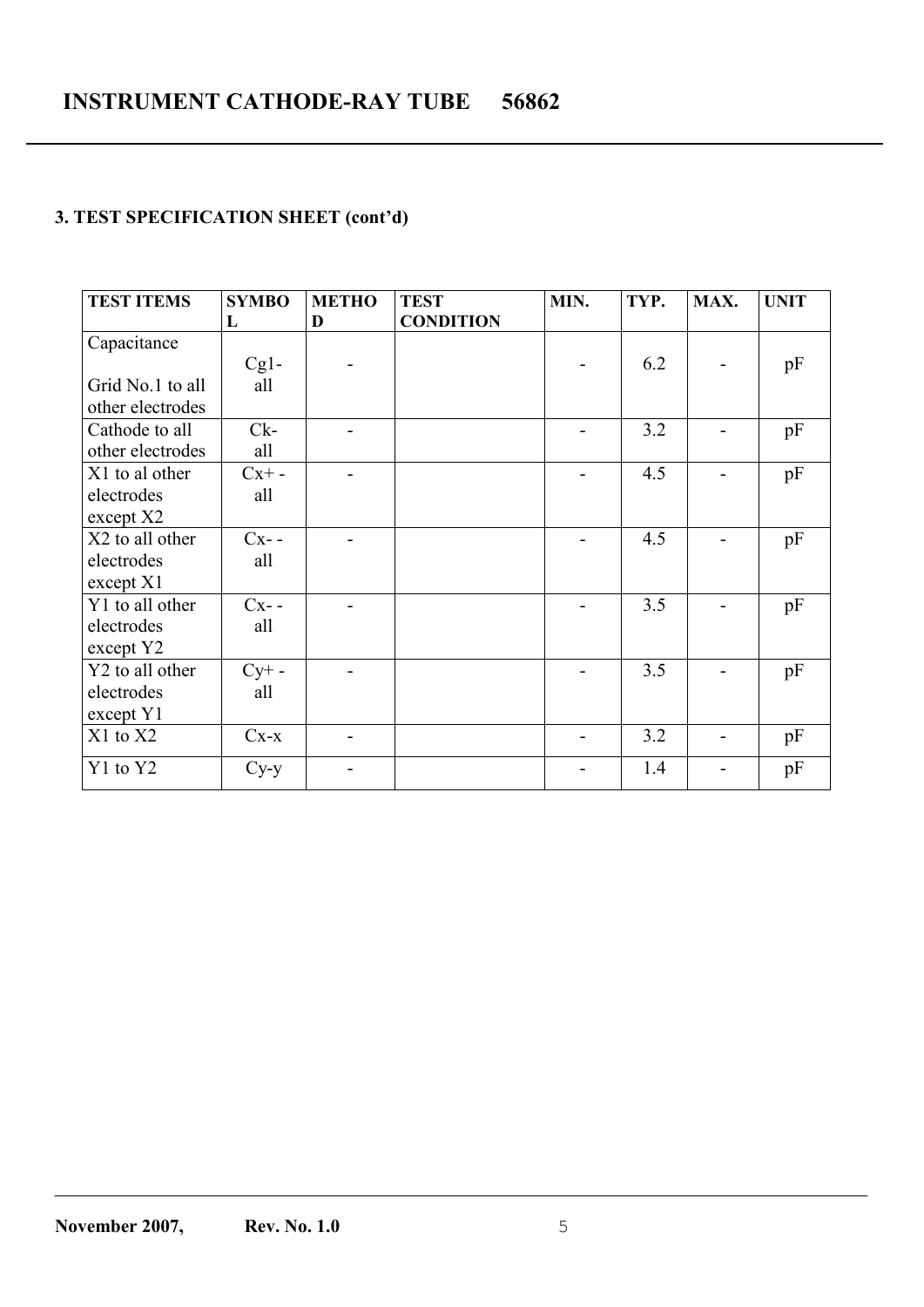# INSTRUMENT CATHODE-RAY TUBE 56862

### 3. TEST SPECIFICATION SHEET (cont'd)

| TEST ITEMS | SYMBOL | METHOD | TEST CONDITION | MIN. | TYP. | MAX. | UNIT |
|---|---|---|---|---|---|---|---|
| Capacitance<br>Grid No.1 to all other electrodes | Cg1-all | - | | - | 6.2 | - | pF |
| Cathode to all other electrodes | Ck-all | - | | - | 3.2 | - | pF |
| X1 to al other electrodes except X2 | Cx+ - all | - | | - | 4.5 | - | pF |
| X2 to all other electrodes except X1 | Cx- - all | - | | - | 4.5 | - | pF |
| Y1 to all other electrodes except Y2 | Cx- - all | - | | - | 3.5 | - | pF |
| Y2 to all other electrodes except Y1 | Cy+ - all | - | | - | 3.5 | - | pF |
| X1 to X2 | Cx-x | - | | - | 3.2 | - | pF |
| Y1 to Y2 | Cy-y | - | | - | 1.4 | - | pF |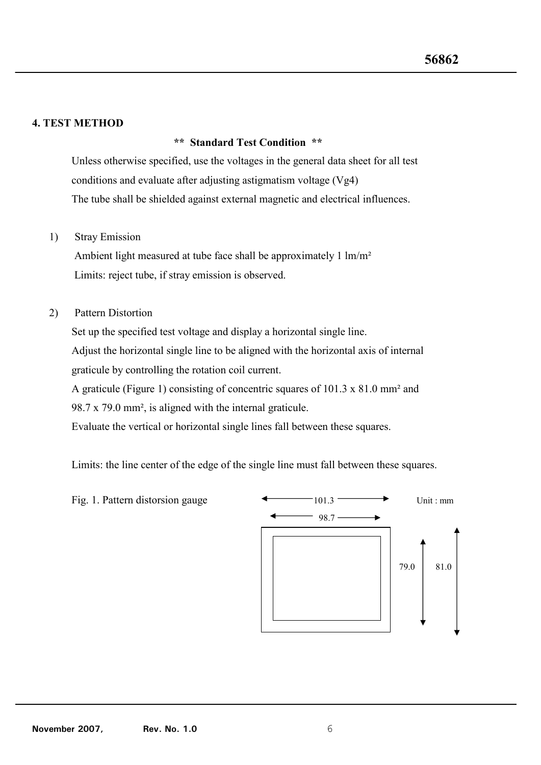## 4. TEST METHOD

**\*\* Standard Test Condition \*\***

Unless otherwise specified, use the voltages in the general data sheet for all test conditions and evaluate after adjusting astigmatism voltage (Vg4)
The tube shall be shielded against external magnetic and electrical influences.

1) Stray Emission
   Ambient light measured at tube face shall be approximately 1 lm/m²
   Limits: reject tube, if stray emission is observed.

2) Pattern Distortion
   Set up the specified test voltage and display a horizontal single line.
   Adjust the horizontal single line to be aligned with the horizontal axis of internal graticule by controlling the rotation coil current.
   A graticule (Figure 1) consisting of concentric squares of 101.3 x 81.0 mm² and 98.7 x 79.0 mm², is aligned with the internal graticule.
   Evaluate the vertical or horizontal single lines fall between these squares.

   Limits: the line center of the edge of the single line must fall between these squares.

Fig. 1. Pattern distorsion gauge

Unit : mm

101.3 / 98.7 (width); 79.0 / 81.0 (height)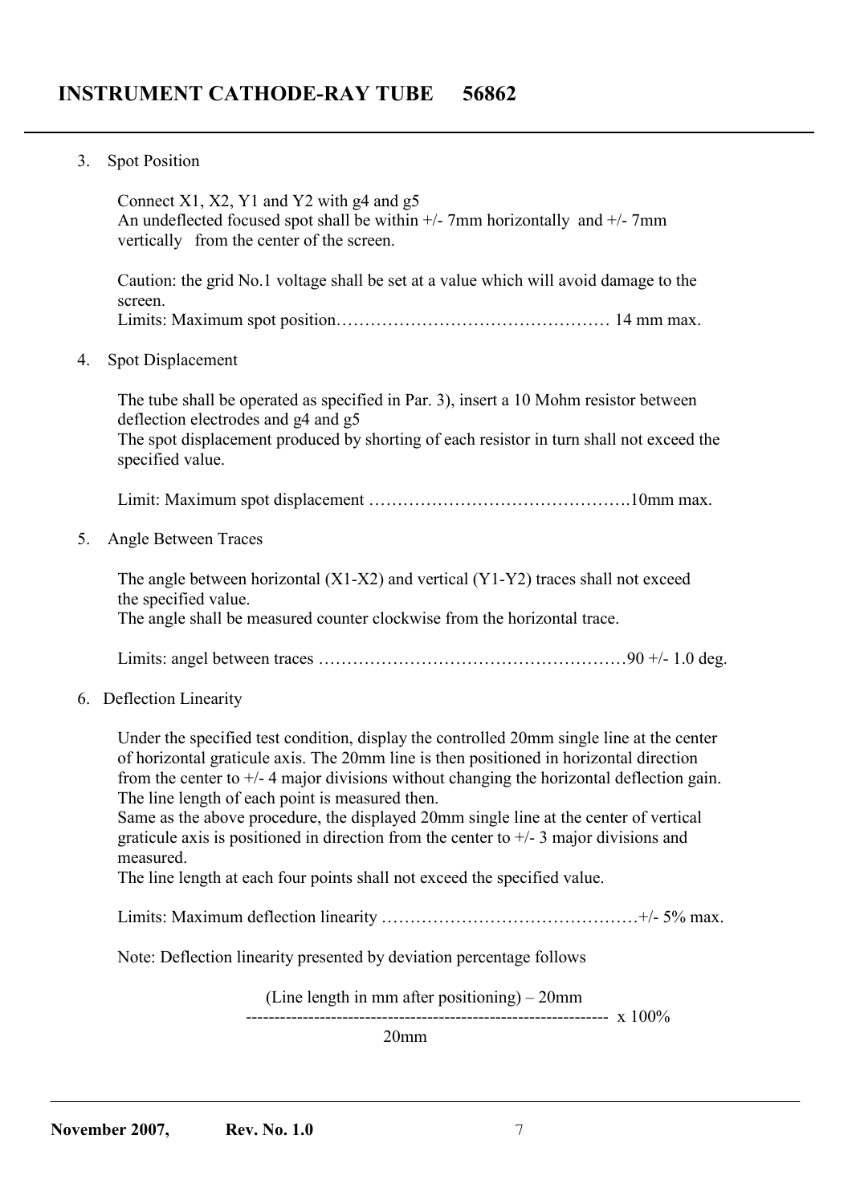3. Spot Position

   Connect X1, X2, Y1 and Y2 with g4 and g5
   An undeflected focused spot shall be within +/- 7mm horizontally and +/- 7mm vertically from the center of the screen.

   Caution: the grid No.1 voltage shall be set at a value which will avoid damage to the screen.
   Limits: Maximum spot position………………………………………… 14 mm max.

4. Spot Displacement

   The tube shall be operated as specified in Par. 3), insert a 10 Mohm resistor between deflection electrodes and g4 and g5
   The spot displacement produced by shorting of each resistor in turn shall not exceed the specified value.

   Limit: Maximum spot displacement ……………………………………….10mm max.

5. Angle Between Traces

   The angle between horizontal (X1-X2) and vertical (Y1-Y2) traces shall not exceed the specified value.
   The angle shall be measured counter clockwise from the horizontal trace.

   Limits: angel between traces ………………………………………………90 +/- 1.0 deg.

6. Deflection Linearity

   Under the specified test condition, display the controlled 20mm single line at the center of horizontal graticule axis. The 20mm line is then positioned in horizontal direction from the center to +/- 4 major divisions without changing the horizontal deflection gain. The line length of each point is measured then.
   Same as the above procedure, the displayed 20mm single line at the center of vertical graticule axis is positioned in direction from the center to +/- 3 major divisions and measured.
   The line length at each four points shall not exceed the specified value.

   Limits: Maximum deflection linearity ………………………………………+/- 5% max.

   Note: Deflection linearity presented by deviation percentage follows

$$\frac{\text{(Line length in mm after positioning)} - 20\text{mm}}{20\text{mm}} \times 100\%$$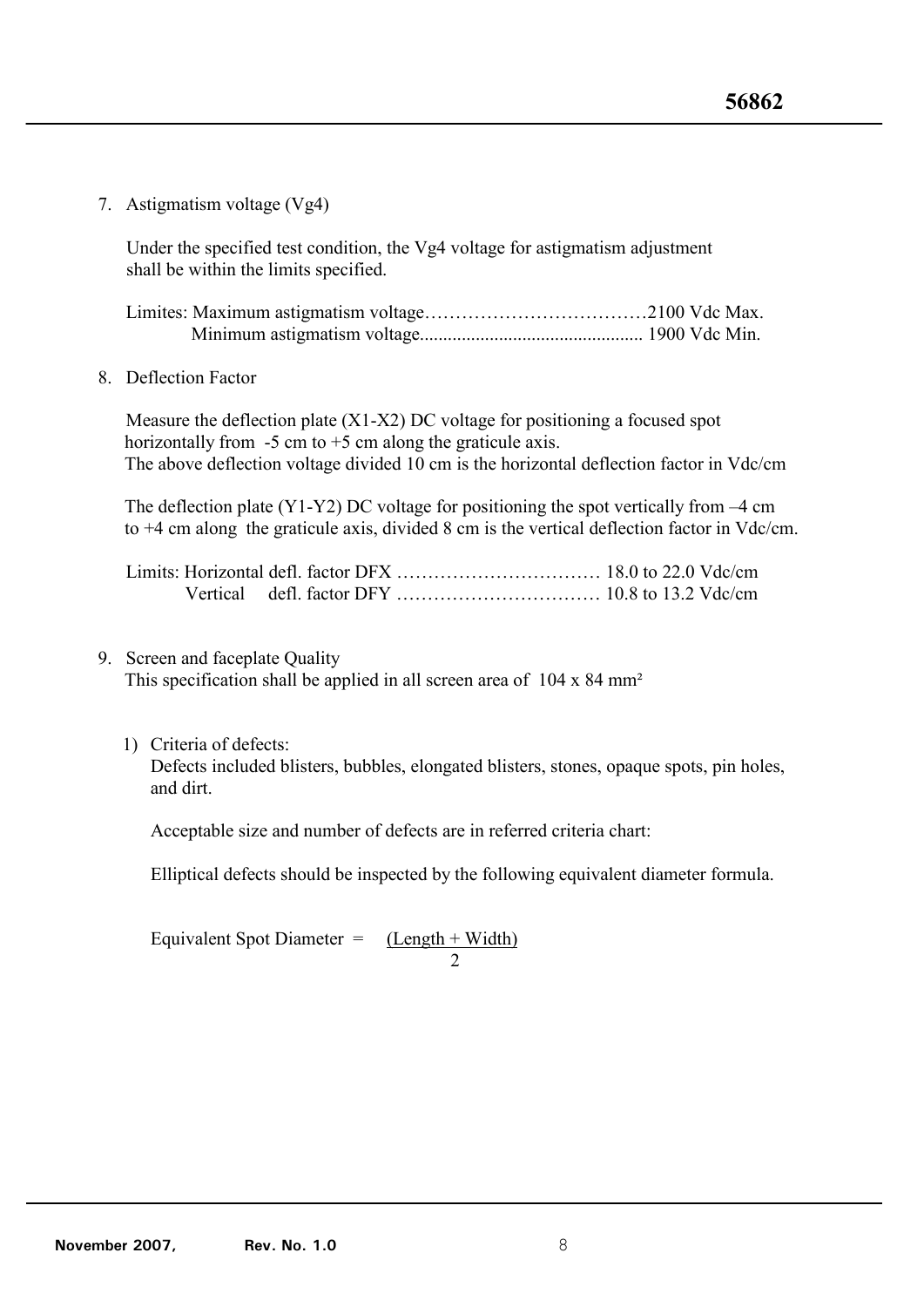7. Astigmatism voltage ($V_{g4}$)

   Under the specified test condition, the Vg4 voltage for astigmatism adjustment shall be within the limits specified.

   Limites: Maximum astigmatism voltage……………………………2100 Vdc Max.
   Minimum astigmatism voltage................................................ 1900 Vdc Min.

8. Deflection Factor

   Measure the deflection plate (X1-X2) DC voltage for positioning a focused spot horizontally from -5 cm to +5 cm along the graticule axis.
   The above deflection voltage divided 10 cm is the horizontal deflection factor in Vdc/cm

   The deflection plate (Y1-Y2) DC voltage for positioning the spot vertically from –4 cm to +4 cm along the graticule axis, divided 8 cm is the vertical deflection factor in Vdc/cm.

   Limits: Horizontal defl. factor DFX …………………………… 18.0 to 22.0 Vdc/cm
   Vertical defl. factor DFY …………………………… 10.8 to 13.2 Vdc/cm

9. Screen and faceplate Quality
   This specification shall be applied in all screen area of 104 x 84 mm²

   1) Criteria of defects:
      Defects included blisters, bubbles, elongated blisters, stones, opaque spots, pin holes, and dirt.

      Acceptable size and number of defects are in referred criteria chart:

      Elliptical defects should be inspected by the following equivalent diameter formula.

      $$\text{Equivalent Spot Diameter} = \frac{(\text{Length} + \text{Width})}{2}$$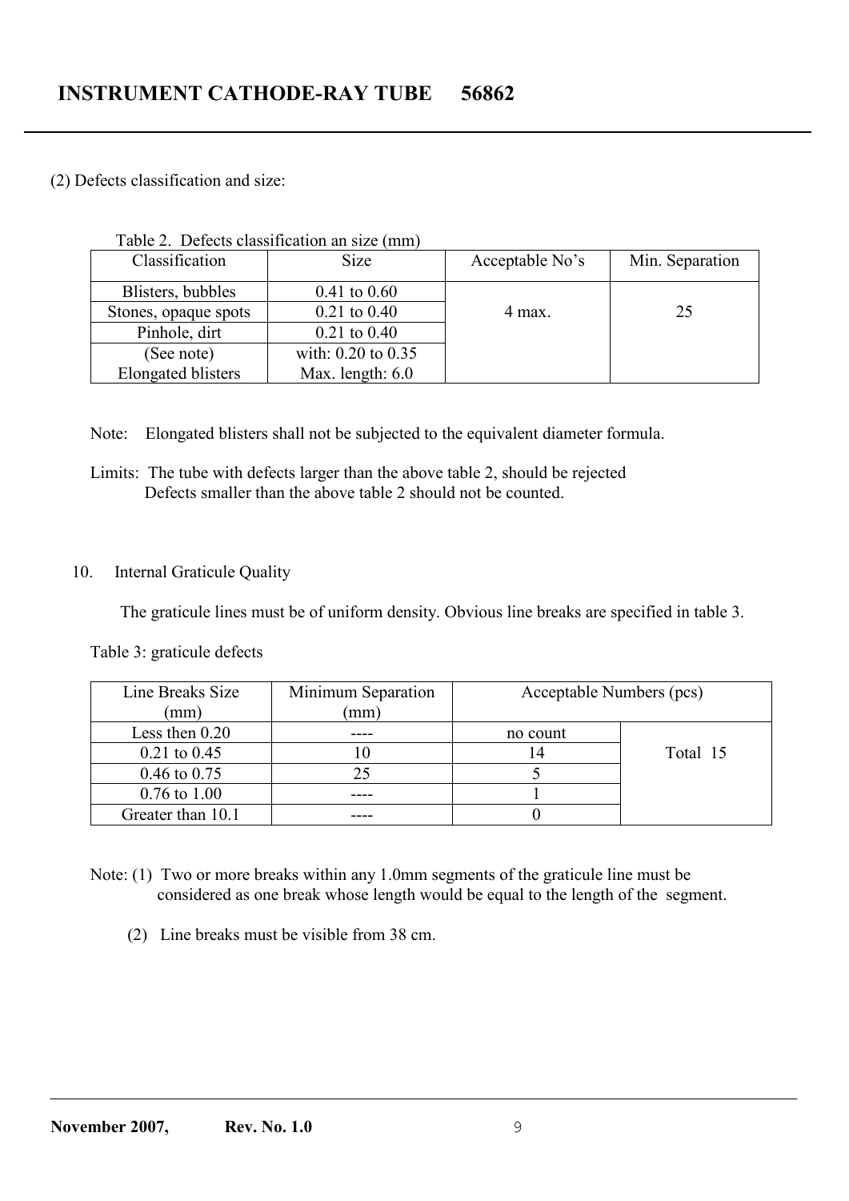(2) Defects classification and size:

Table 2. Defects classification an size (mm)

| Classification | Size | Acceptable No's | Min. Separation |
|---|---|---|---|
| Blisters, bubbles | 0.41 to 0.60 | 4 max. | 25 |
| Stones, opaque spots | 0.21 to 0.40 | | |
| Pinhole, dirt | 0.21 to 0.40 | | |
| (See note) Elongated blisters | with: 0.20 to 0.35 Max. length: 6.0 | | |

Note: Elongated blisters shall not be subjected to the equivalent diameter formula.

Limits: The tube with defects larger than the above table 2, should be rejected
Defects smaller than the above table 2 should not be counted.

10. Internal Graticule Quality

The graticule lines must be of uniform density. Obvious line breaks are specified in table 3.

Table 3: graticule defects

| Line Breaks Size (mm) | Minimum Separation (mm) | Acceptable Numbers (pcs) | |
|---|---|---|---|
| Less then 0.20 | ---- | no count | Total 15 |
| 0.21 to 0.45 | 10 | 14 | |
| 0.46 to 0.75 | 25 | 5 | |
| 0.76 to 1.00 | ---- | 1 | |
| Greater than 10.1 | ---- | 0 | |

Note: (1) Two or more breaks within any 1.0mm segments of the graticule line must be considered as one break whose length would be equal to the length of the segment.

(2) Line breaks must be visible from 38 cm.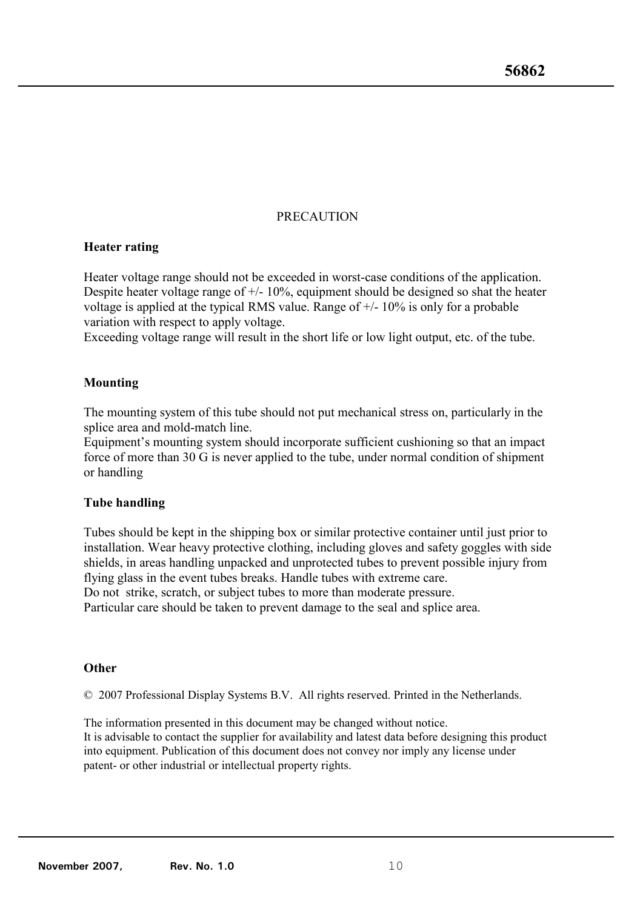PRECAUTION

**Heater rating**

Heater voltage range should not be exceeded in worst-case conditions of the application. Despite heater voltage range of +/- 10%, equipment should be designed so shat the heater voltage is applied at the typical RMS value. Range of +/- 10% is only for a probable variation with respect to apply voltage.
Exceeding voltage range will result in the short life or low light output, etc. of the tube.

**Mounting**

The mounting system of this tube should not put mechanical stress on, particularly in the splice area and mold-match line.
Equipment's mounting system should incorporate sufficient cushioning so that an impact force of more than 30 G is never applied to the tube, under normal condition of shipment or handling

**Tube handling**

Tubes should be kept in the shipping box or similar protective container until just prior to installation. Wear heavy protective clothing, including gloves and safety goggles with side shields, in areas handling unpacked and unprotected tubes to prevent possible injury from flying glass in the event tubes breaks. Handle tubes with extreme care.
Do not strike, scratch, or subject tubes to more than moderate pressure.
Particular care should be taken to prevent damage to the seal and splice area.

**Other**

© 2007 Professional Display Systems B.V. All rights reserved. Printed in the Netherlands.

The information presented in this document may be changed without notice.
It is advisable to contact the supplier for availability and latest data before designing this product into equipment. Publication of this document does not convey nor imply any license under patent- or other industrial or intellectual property rights.